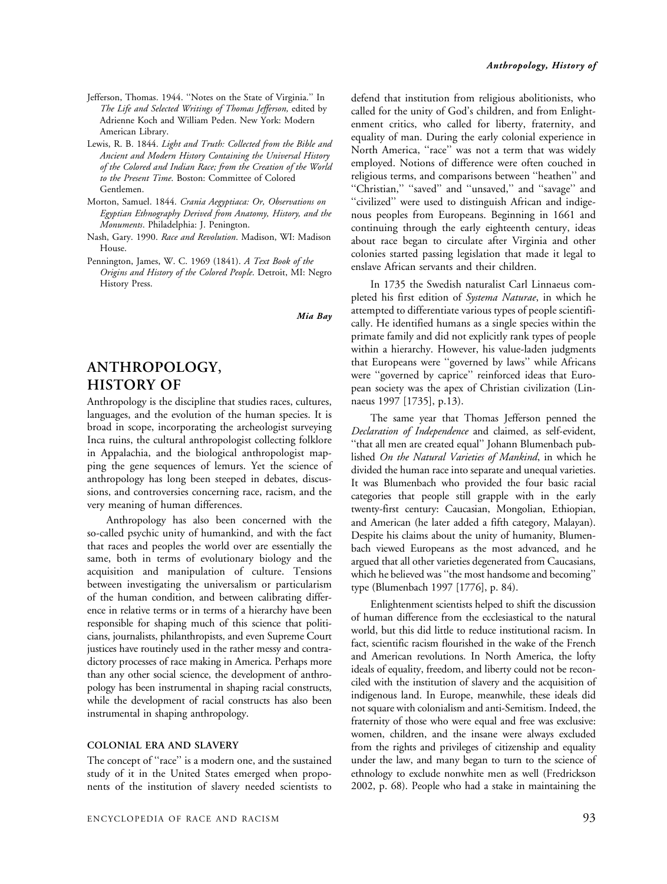Jefferson, Thomas. 1944. "Notes on the State of Virginia." In *The Life and Selected Writings of Thomas Jefferson,* edited by Adrienne Koch and William Peden. New York: Modern American Library.

Lewis, R. B. 1844. *Light and Truth: Collected from the Bible and Ancient and Modern History Containing the Universal History of the Colored and Indian Race; from the Creation of the World to the Present Time.* Boston: Committee of Colored Gentlemen.

Morton, Samuel. 1844. *Crania Aegyptiaca: Or, Observations on Egyptian Ethnography Derived from Anatomy, History, and the Monuments.* Philadelphia: J. Penington.

Nash, Gary. 1990. *Race and Revolution.* Madison, WI: Madison House.

Pennington, James, W. C. 1969 (1841). *A Text Book of the Origins and History of the Colored People.* Detroit, MI: Negro History Press.

***Mia Bay***

# ANTHROPOLOGY, HISTORY OF

Anthropology is the discipline that studies races, cultures, languages, and the evolution of the human species. It is broad in scope, incorporating the archeologist surveying Inca ruins, the cultural anthropologist collecting folklore in Appalachia, and the biological anthropologist mapping the gene sequences of lemurs. Yet the science of anthropology has long been steeped in debates, discussions, and controversies concerning race, racism, and the very meaning of human differences.

Anthropology has also been concerned with the so-called psychic unity of humankind, and with the fact that races and peoples the world over are essentially the same, both in terms of evolutionary biology and the acquisition and manipulation of culture. Tensions between investigating the universalism or particularism of the human condition, and between calibrating difference in relative terms or in terms of a hierarchy have been responsible for shaping much of this science that politicians, journalists, philanthropists, and even Supreme Court justices have routinely used in the rather messy and contradictory processes of race making in America. Perhaps more than any other social science, the development of anthropology has been instrumental in shaping racial constructs, while the development of racial constructs has also been instrumental in shaping anthropology.

## COLONIAL ERA AND SLAVERY

The concept of "race" is a modern one, and the sustained study of it in the United States emerged when proponents of the institution of slavery needed scientists to defend that institution from religious abolitionists, who called for the unity of God's children, and from Enlightenment critics, who called for liberty, fraternity, and equality of man. During the early colonial experience in North America, "race" was not a term that was widely employed. Notions of difference were often couched in religious terms, and comparisons between "heathen" and "Christian," "saved" and "unsaved," and "savage" and "civilized" were used to distinguish African and indigenous peoples from Europeans. Beginning in 1661 and continuing through the early eighteenth century, ideas about race began to circulate after Virginia and other colonies started passing legislation that made it legal to enslave African servants and their children.

In 1735 the Swedish naturalist Carl Linnaeus completed his first edition of *Systema Naturae*, in which he attempted to differentiate various types of people scientifically. He identified humans as a single species within the primate family and did not explicitly rank types of people within a hierarchy. However, his value-laden judgments that Europeans were "governed by laws" while Africans were "governed by caprice" reinforced ideas that European society was the apex of Christian civilization (Linnaeus 1997 [1735], p.13).

The same year that Thomas Jefferson penned the *Declaration of Independence* and claimed, as self-evident, "that all men are created equal" Johann Blumenbach published *On the Natural Varieties of Mankind*, in which he divided the human race into separate and unequal varieties. It was Blumenbach who provided the four basic racial categories that people still grapple with in the early twenty-first century: Caucasian, Mongolian, Ethiopian, and American (he later added a fifth category, Malayan). Despite his claims about the unity of humanity, Blumenbach viewed Europeans as the most advanced, and he argued that all other varieties degenerated from Caucasians, which he believed was "the most handsome and becoming" type (Blumenbach 1997 [1776], p. 84).

Enlightenment scientists helped to shift the discussion of human difference from the ecclesiastical to the natural world, but this did little to reduce institutional racism. In fact, scientific racism flourished in the wake of the French and American revolutions. In North America, the lofty ideals of equality, freedom, and liberty could not be reconciled with the institution of slavery and the acquisition of indigenous land. In Europe, meanwhile, these ideals did not square with colonialism and anti-Semitism. Indeed, the fraternity of those who were equal and free was exclusive: women, children, and the insane were always excluded from the rights and privileges of citizenship and equality under the law, and many began to turn to the science of ethnology to exclude nonwhite men as well (Fredrickson 2002, p. 68). People who had a stake in maintaining the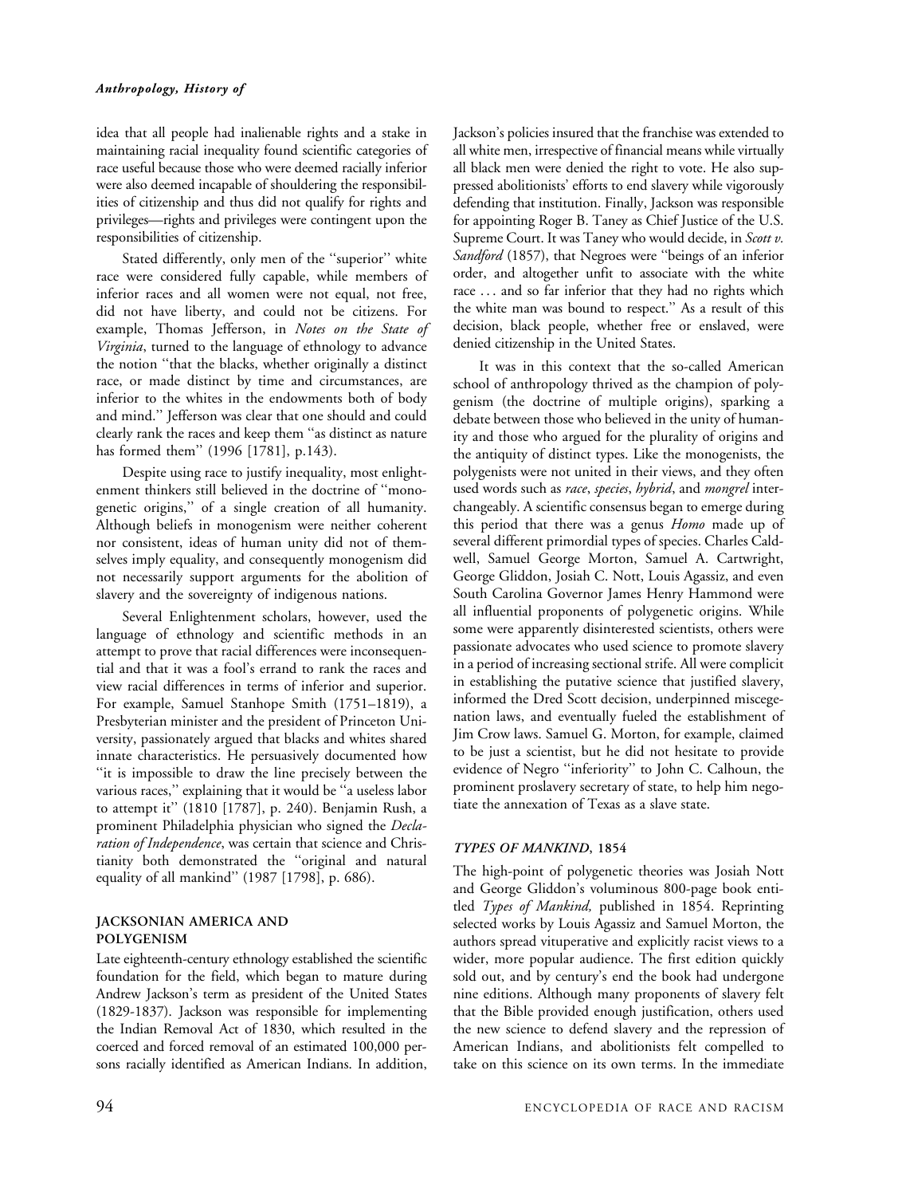idea that all people had inalienable rights and a stake in maintaining racial inequality found scientific categories of race useful because those who were deemed racially inferior were also deemed incapable of shouldering the responsibilities of citizenship and thus did not qualify for rights and privileges—rights and privileges were contingent upon the responsibilities of citizenship.

Stated differently, only men of the "superior" white race were considered fully capable, while members of inferior races and all women were not equal, not free, did not have liberty, and could not be citizens. For example, Thomas Jefferson, in *Notes on the State of Virginia*, turned to the language of ethnology to advance the notion "that the blacks, whether originally a distinct race, or made distinct by time and circumstances, are inferior to the whites in the endowments both of body and mind." Jefferson was clear that one should and could clearly rank the races and keep them "as distinct as nature has formed them" (1996 [1781], p.143).

Despite using race to justify inequality, most enlightenment thinkers still believed in the doctrine of "monogenetic origins," of a single creation of all humanity. Although beliefs in monogenism were neither coherent nor consistent, ideas of human unity did not of themselves imply equality, and consequently monogenism did not necessarily support arguments for the abolition of slavery and the sovereignty of indigenous nations.

Several Enlightenment scholars, however, used the language of ethnology and scientific methods in an attempt to prove that racial differences were inconsequential and that it was a fool's errand to rank the races and view racial differences in terms of inferior and superior. For example, Samuel Stanhope Smith (1751–1819), a Presbyterian minister and the president of Princeton University, passionately argued that blacks and whites shared innate characteristics. He persuasively documented how "it is impossible to draw the line precisely between the various races," explaining that it would be "a useless labor to attempt it" (1810 [1787], p. 240). Benjamin Rush, a prominent Philadelphia physician who signed the *Declaration of Independence*, was certain that science and Christianity both demonstrated the "original and natural equality of all mankind" (1987 [1798], p. 686).

## JACKSONIAN AMERICA AND POLYGENISM

Late eighteenth-century ethnology established the scientific foundation for the field, which began to mature during Andrew Jackson's term as president of the United States (1829-1837). Jackson was responsible for implementing the Indian Removal Act of 1830, which resulted in the coerced and forced removal of an estimated 100,000 persons racially identified as American Indians. In addition, Jackson's policies insured that the franchise was extended to all white men, irrespective of financial means while virtually all black men were denied the right to vote. He also suppressed abolitionists' efforts to end slavery while vigorously defending that institution. Finally, Jackson was responsible for appointing Roger B. Taney as Chief Justice of the U.S. Supreme Court. It was Taney who would decide, in *Scott v. Sandford* (1857), that Negroes were "beings of an inferior order, and altogether unfit to associate with the white race . . . and so far inferior that they had no rights which the white man was bound to respect." As a result of this decision, black people, whether free or enslaved, were denied citizenship in the United States.

It was in this context that the so-called American school of anthropology thrived as the champion of polygenism (the doctrine of multiple origins), sparking a debate between those who believed in the unity of humanity and those who argued for the plurality of origins and the antiquity of distinct types. Like the monogenists, the polygenists were not united in their views, and they often used words such as *race*, *species*, *hybrid*, and *mongrel* interchangeably. A scientific consensus began to emerge during this period that there was a genus *Homo* made up of several different primordial types of species. Charles Caldwell, Samuel George Morton, Samuel A. Cartwright, George Gliddon, Josiah C. Nott, Louis Agassiz, and even South Carolina Governor James Henry Hammond were all influential proponents of polygenetic origins. While some were apparently disinterested scientists, others were passionate advocates who used science to promote slavery in a period of increasing sectional strife. All were complicit in establishing the putative science that justified slavery, informed the Dred Scott decision, underpinned miscegenation laws, and eventually fueled the establishment of Jim Crow laws. Samuel G. Morton, for example, claimed to be just a scientist, but he did not hesitate to provide evidence of Negro "inferiority" to John C. Calhoun, the prominent proslavery secretary of state, to help him negotiate the annexation of Texas as a slave state.

### *TYPES OF MANKIND*, 1854

The high-point of polygenetic theories was Josiah Nott and George Gliddon's voluminous 800-page book entitled *Types of Mankind,* published in 1854. Reprinting selected works by Louis Agassiz and Samuel Morton, the authors spread vituperative and explicitly racist views to a wider, more popular audience. The first edition quickly sold out, and by century's end the book had undergone nine editions. Although many proponents of slavery felt that the Bible provided enough justification, others used the new science to defend slavery and the repression of American Indians, and abolitionists felt compelled to take on this science on its own terms. In the immediate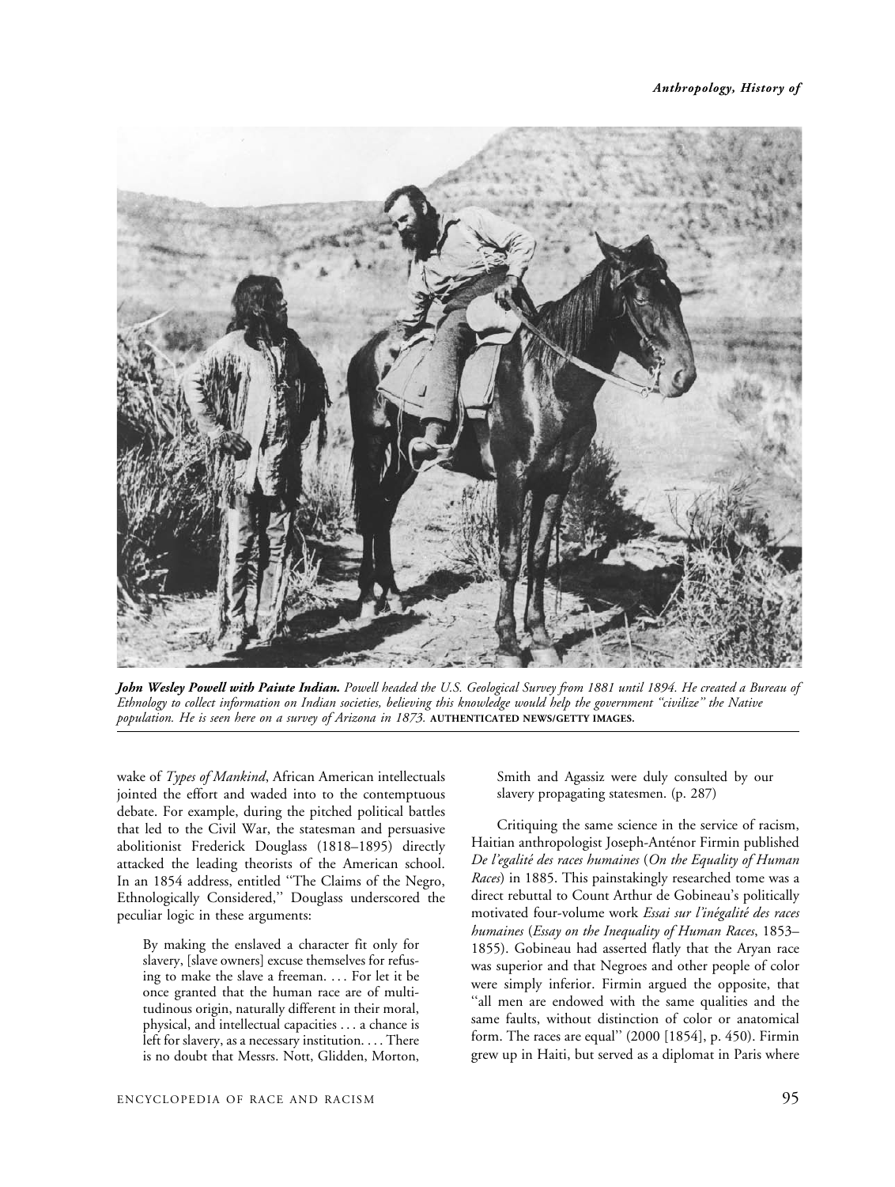***John Wesley Powell with Paiute Indian.*** *Powell headed the U.S. Geological Survey from 1881 until 1894. He created a Bureau of Ethnology to collect information on Indian societies, believing this knowledge would help the government "civilize" the Native population. He is seen here on a survey of Arizona in 1873.* **AUTHENTICATED NEWS/GETTY IMAGES.**

wake of *Types of Mankind*, African American intellectuals jointed the effort and waded into to the contemptuous debate. For example, during the pitched political battles that led to the Civil War, the statesman and persuasive abolitionist Frederick Douglass (1818–1895) directly attacked the leading theorists of the American school. In an 1854 address, entitled "The Claims of the Negro, Ethnologically Considered," Douglass underscored the peculiar logic in these arguments:

> By making the enslaved a character fit only for slavery, [slave owners] excuse themselves for refusing to make the slave a freeman. … For let it be once granted that the human race are of multitudinous origin, naturally different in their moral, physical, and intellectual capacities … a chance is left for slavery, as a necessary institution. … There is no doubt that Messrs. Nott, Glidden, Morton, Smith and Agassiz were duly consulted by our slavery propagating statesmen. (p. 287)

Critiquing the same science in the service of racism, Haitian anthropologist Joseph-Anténor Firmin published *De l'egalité des races humaines* (*On the Equality of Human Races*) in 1885. This painstakingly researched tome was a direct rebuttal to Count Arthur de Gobineau's politically motivated four-volume work *Essai sur l'inégalité des races humaines* (*Essay on the Inequality of Human Races*, 1853–1855). Gobineau had asserted flatly that the Aryan race was superior and that Negroes and other people of color were simply inferior. Firmin argued the opposite, that "all men are endowed with the same qualities and the same faults, without distinction of color or anatomical form. The races are equal" (2000 [1854], p. 450). Firmin grew up in Haiti, but served as a diplomat in Paris where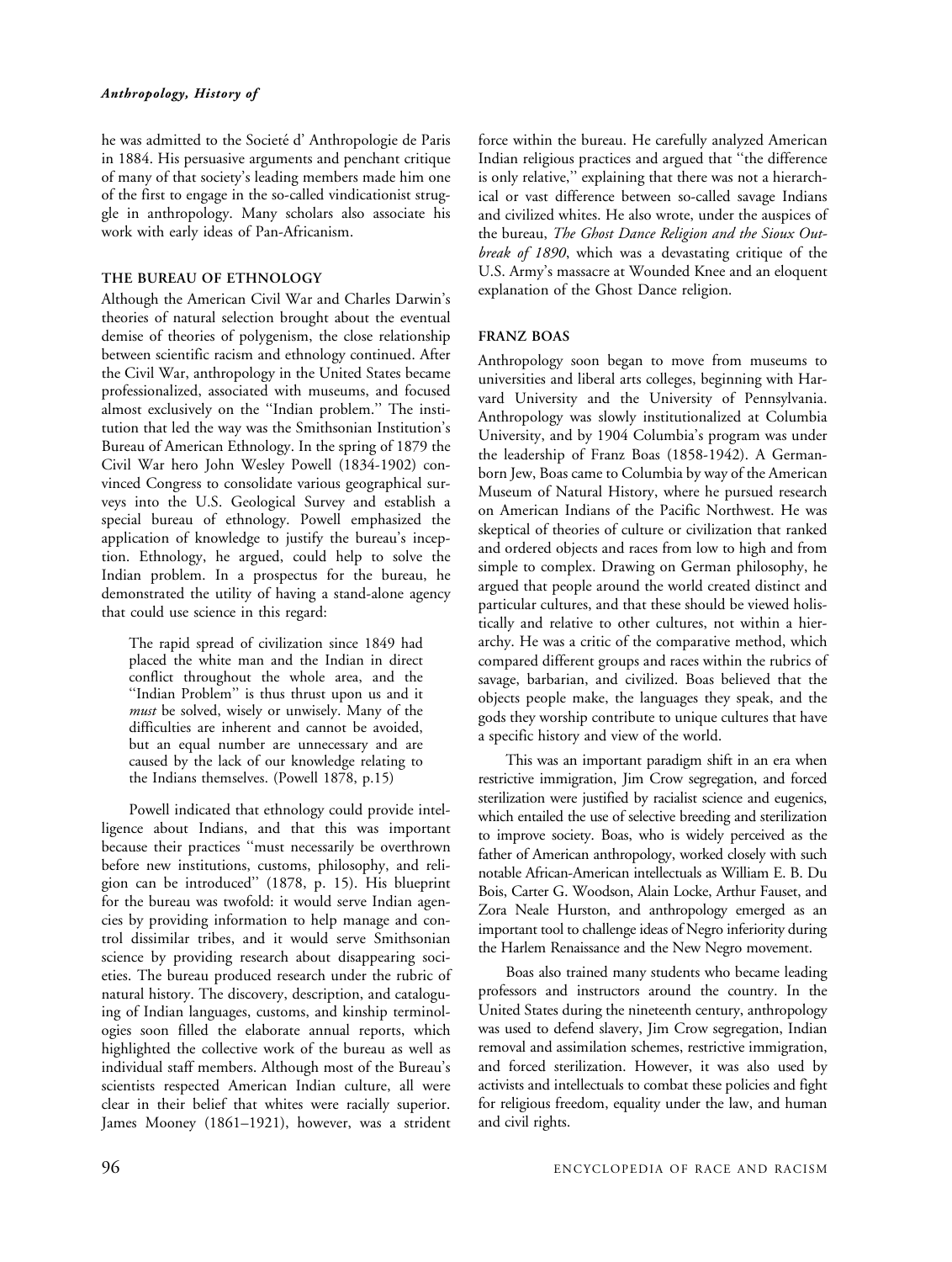he was admitted to the Societé d' Anthropologie de Paris in 1884. His persuasive arguments and penchant critique of many of that society's leading members made him one of the first to engage in the so-called vindicationist struggle in anthropology. Many scholars also associate his work with early ideas of Pan-Africanism.

## THE BUREAU OF ETHNOLOGY

Although the American Civil War and Charles Darwin's theories of natural selection brought about the eventual demise of theories of polygenism, the close relationship between scientific racism and ethnology continued. After the Civil War, anthropology in the United States became professionalized, associated with museums, and focused almost exclusively on the "Indian problem." The institution that led the way was the Smithsonian Institution's Bureau of American Ethnology. In the spring of 1879 the Civil War hero John Wesley Powell (1834-1902) convinced Congress to consolidate various geographical surveys into the U.S. Geological Survey and establish a special bureau of ethnology. Powell emphasized the application of knowledge to justify the bureau's inception. Ethnology, he argued, could help to solve the Indian problem. In a prospectus for the bureau, he demonstrated the utility of having a stand-alone agency that could use science in this regard:

> The rapid spread of civilization since 1849 had placed the white man and the Indian in direct conflict throughout the whole area, and the "Indian Problem" is thus thrust upon us and it *must* be solved, wisely or unwisely. Many of the difficulties are inherent and cannot be avoided, but an equal number are unnecessary and are caused by the lack of our knowledge relating to the Indians themselves. (Powell 1878, p.15)

Powell indicated that ethnology could provide intelligence about Indians, and that this was important because their practices "must necessarily be overthrown before new institutions, customs, philosophy, and religion can be introduced" (1878, p. 15). His blueprint for the bureau was twofold: it would serve Indian agencies by providing information to help manage and control dissimilar tribes, and it would serve Smithsonian science by providing research about disappearing societies. The bureau produced research under the rubric of natural history. The discovery, description, and cataloguing of Indian languages, customs, and kinship terminologies soon filled the elaborate annual reports, which highlighted the collective work of the bureau as well as individual staff members. Although most of the Bureau's scientists respected American Indian culture, all were clear in their belief that whites were racially superior. James Mooney (1861–1921), however, was a strident force within the bureau. He carefully analyzed American Indian religious practices and argued that "the difference is only relative," explaining that there was not a hierarchical or vast difference between so-called savage Indians and civilized whites. He also wrote, under the auspices of the bureau, *The Ghost Dance Religion and the Sioux Outbreak of 1890*, which was a devastating critique of the U.S. Army's massacre at Wounded Knee and an eloquent explanation of the Ghost Dance religion.

## FRANZ BOAS

Anthropology soon began to move from museums to universities and liberal arts colleges, beginning with Harvard University and the University of Pennsylvania. Anthropology was slowly institutionalized at Columbia University, and by 1904 Columbia's program was under the leadership of Franz Boas (1858-1942). A German-born Jew, Boas came to Columbia by way of the American Museum of Natural History, where he pursued research on American Indians of the Pacific Northwest. He was skeptical of theories of culture or civilization that ranked and ordered objects and races from low to high and from simple to complex. Drawing on German philosophy, he argued that people around the world created distinct and particular cultures, and that these should be viewed holistically and relative to other cultures, not within a hierarchy. He was a critic of the comparative method, which compared different groups and races within the rubrics of savage, barbarian, and civilized. Boas believed that the objects people make, the languages they speak, and the gods they worship contribute to unique cultures that have a specific history and view of the world.

This was an important paradigm shift in an era when restrictive immigration, Jim Crow segregation, and forced sterilization were justified by racialist science and eugenics, which entailed the use of selective breeding and sterilization to improve society. Boas, who is widely perceived as the father of American anthropology, worked closely with such notable African-American intellectuals as William E. B. Du Bois, Carter G. Woodson, Alain Locke, Arthur Fauset, and Zora Neale Hurston, and anthropology emerged as an important tool to challenge ideas of Negro inferiority during the Harlem Renaissance and the New Negro movement.

Boas also trained many students who became leading professors and instructors around the country. In the United States during the nineteenth century, anthropology was used to defend slavery, Jim Crow segregation, Indian removal and assimilation schemes, restrictive immigration, and forced sterilization. However, it was also used by activists and intellectuals to combat these policies and fight for religious freedom, equality under the law, and human and civil rights.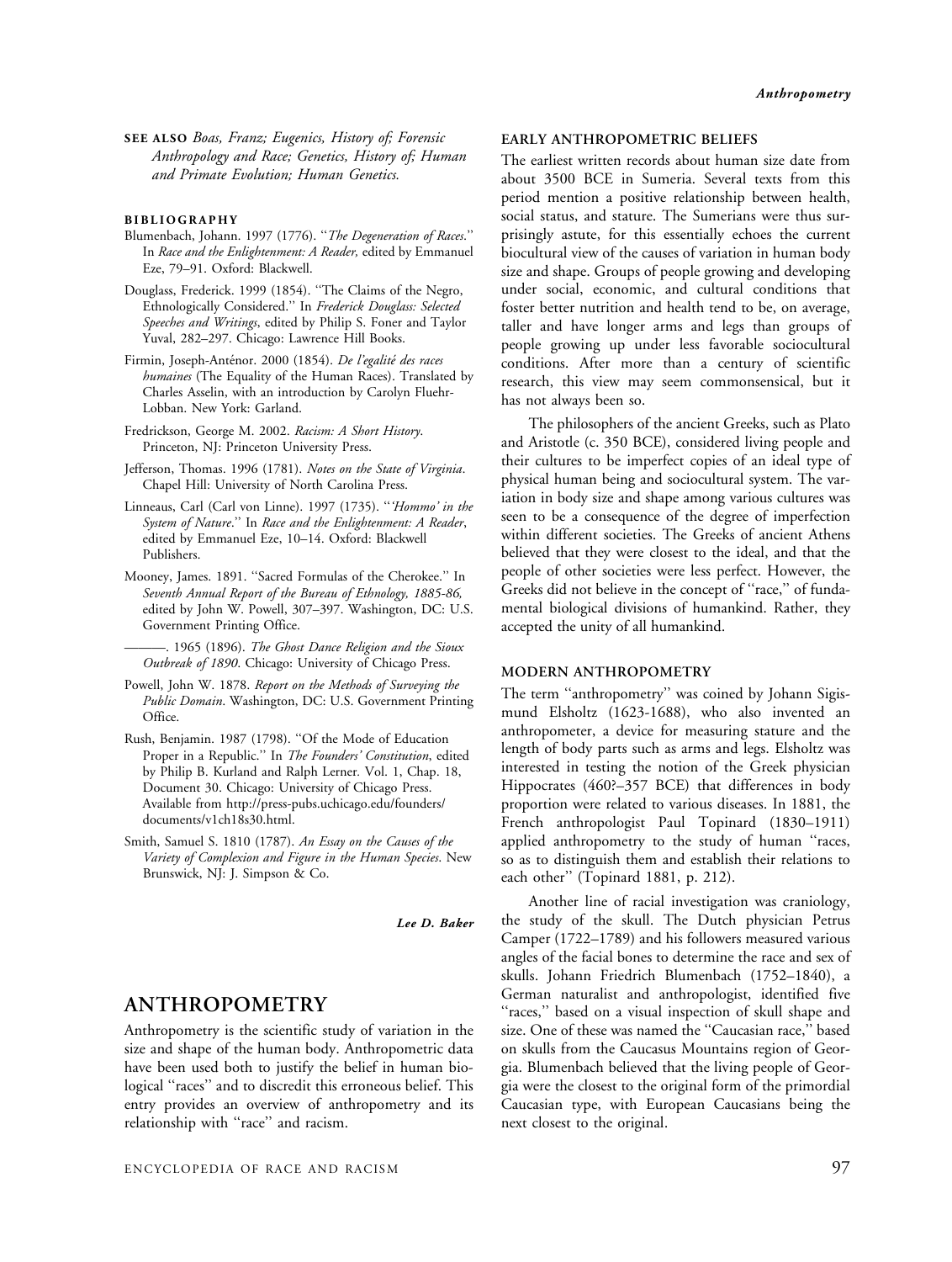**SEE ALSO** *Boas, Franz; Eugenics, History of; Forensic Anthropology and Race; Genetics, History of; Human and Primate Evolution; Human Genetics.*

## BIBLIOGRAPHY

Blumenbach, Johann. 1997 (1776). "*The Degeneration of Races.*" In *Race and the Enlightenment: A Reader,* edited by Emmanuel Eze, 79–91. Oxford: Blackwell.

Douglass, Frederick. 1999 (1854). "The Claims of the Negro, Ethnologically Considered." In *Frederick Douglass: Selected Speeches and Writings*, edited by Philip S. Foner and Taylor Yuval, 282–297. Chicago: Lawrence Hill Books.

Firmin, Joseph-Anténor. 2000 (1854). *De l'egalité des races humaines* (The Equality of the Human Races). Translated by Charles Asselin, with an introduction by Carolyn Fluehr-Lobban. New York: Garland.

Fredrickson, George M. 2002. *Racism: A Short History*. Princeton, NJ: Princeton University Press.

Jefferson, Thomas. 1996 (1781). *Notes on the State of Virginia*. Chapel Hill: University of North Carolina Press.

Linneaus, Carl (Carl von Linne). 1997 (1735). "'*Hommo' in the System of Nature*." In *Race and the Enlightenment: A Reader*, edited by Emmanuel Eze, 10–14. Oxford: Blackwell Publishers.

Mooney, James. 1891. "Sacred Formulas of the Cherokee." In *Seventh Annual Report of the Bureau of Ethnology, 1885-86,* edited by John W. Powell, 307–397. Washington, DC: U.S. Government Printing Office.

———. 1965 (1896). *The Ghost Dance Religion and the Sioux Outbreak of 1890*. Chicago: University of Chicago Press.

Powell, John W. 1878. *Report on the Methods of Surveying the Public Domain*. Washington, DC: U.S. Government Printing Office.

Rush, Benjamin. 1987 (1798). "Of the Mode of Education Proper in a Republic." In *The Founders' Constitution*, edited by Philip B. Kurland and Ralph Lerner. Vol. 1, Chap. 18, Document 30. Chicago: University of Chicago Press. Available from http://press-pubs.uchicago.edu/founders/documents/v1ch18s30.html.

Smith, Samuel S. 1810 (1787). *An Essay on the Causes of the Variety of Complexion and Figure in the Human Species*. New Brunswick, NJ: J. Simpson & Co.

*Lee D. Baker*

# ANTHROPOMETRY

Anthropometry is the scientific study of variation in the size and shape of the human body. Anthropometric data have been used both to justify the belief in human biological "races" and to discredit this erroneous belief. This entry provides an overview of anthropometry and its relationship with "race" and racism.

## EARLY ANTHROPOMETRIC BELIEFS

The earliest written records about human size date from about 3500 BCE in Sumeria. Several texts from this period mention a positive relationship between health, social status, and stature. The Sumerians were thus surprisingly astute, for this essentially echoes the current biocultural view of the causes of variation in human body size and shape. Groups of people growing and developing under social, economic, and cultural conditions that foster better nutrition and health tend to be, on average, taller and have longer arms and legs than groups of people growing up under less favorable sociocultural conditions. After more than a century of scientific research, this view may seem commonsensical, but it has not always been so.

The philosophers of the ancient Greeks, such as Plato and Aristotle (c. 350 BCE), considered living people and their cultures to be imperfect copies of an ideal type of physical human being and sociocultural system. The variation in body size and shape among various cultures was seen to be a consequence of the degree of imperfection within different societies. The Greeks of ancient Athens believed that they were closest to the ideal, and that the people of other societies were less perfect. However, the Greeks did not believe in the concept of "race," of fundamental biological divisions of humankind. Rather, they accepted the unity of all humankind.

## MODERN ANTHROPOMETRY

The term "anthropometry" was coined by Johann Sigismund Elsholtz (1623-1688), who also invented an anthropometer, a device for measuring stature and the length of body parts such as arms and legs. Elsholtz was interested in testing the notion of the Greek physician Hippocrates (460?–357 BCE) that differences in body proportion were related to various diseases. In 1881, the French anthropologist Paul Topinard (1830–1911) applied anthropometry to the study of human "races, so as to distinguish them and establish their relations to each other" (Topinard 1881, p. 212).

Another line of racial investigation was craniology, the study of the skull. The Dutch physician Petrus Camper (1722–1789) and his followers measured various angles of the facial bones to determine the race and sex of skulls. Johann Friedrich Blumenbach (1752–1840), a German naturalist and anthropologist, identified five "races," based on a visual inspection of skull shape and size. One of these was named the "Caucasian race," based on skulls from the Caucasus Mountains region of Georgia. Blumenbach believed that the living people of Georgia were the closest to the original form of the primordial Caucasian type, with European Caucasians being the next closest to the original.